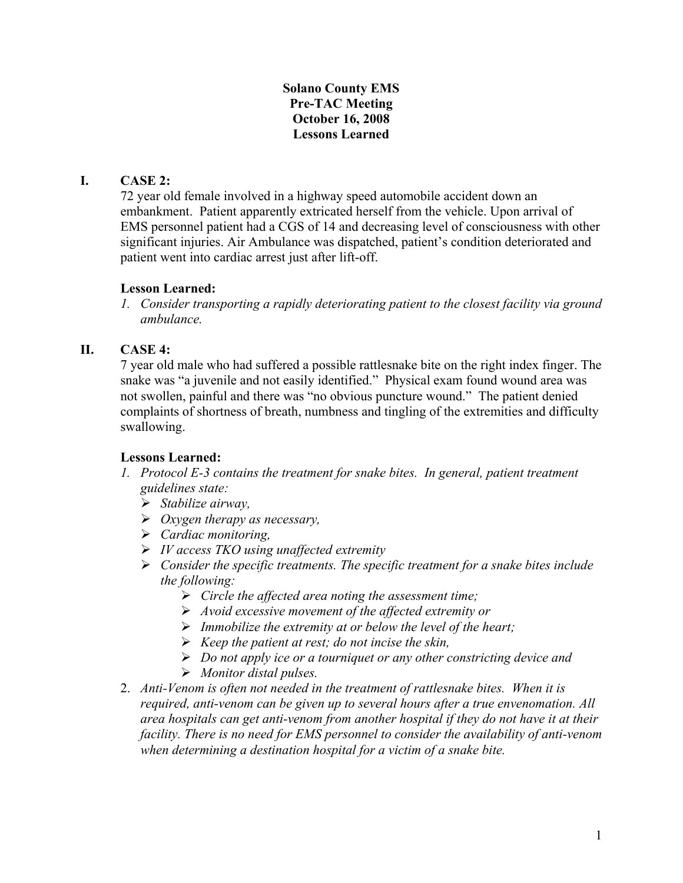**Solano County EMS**
**Pre-TAC Meeting**
**October 16, 2008**
**Lessons Learned**

## I. CASE 2:

72 year old female involved in a highway speed automobile accident down an embankment. Patient apparently extricated herself from the vehicle. Upon arrival of EMS personnel patient had a CGS of 14 and decreasing level of consciousness with other significant injuries. Air Ambulance was dispatched, patient's condition deteriorated and patient went into cardiac arrest just after lift-off.

**Lesson Learned:**

1. *Consider transporting a rapidly deteriorating patient to the closest facility via ground ambulance.*

## II. CASE 4:

7 year old male who had suffered a possible rattlesnake bite on the right index finger. The snake was "a juvenile and not easily identified." Physical exam found wound area was not swollen, painful and there was "no obvious puncture wound." The patient denied complaints of shortness of breath, numbness and tingling of the extremities and difficulty swallowing.

**Lessons Learned:**

1. *Protocol E-3 contains the treatment for snake bites. In general, patient treatment guidelines state:*
   - *Stabilize airway,*
   - *Oxygen therapy as necessary,*
   - *Cardiac monitoring,*
   - *IV access TKO using unaffected extremity*
   - *Consider the specific treatments. The specific treatment for a snake bites include the following:*
     - *Circle the affected area noting the assessment time;*
     - *Avoid excessive movement of the affected extremity or*
     - *Immobilize the extremity at or below the level of the heart;*
     - *Keep the patient at rest; do not incise the skin,*
     - *Do not apply ice or a tourniquet or any other constricting device and*
     - *Monitor distal pulses.*
2. *Anti-Venom is often not needed in the treatment of rattlesnake bites. When it is required, anti-venom can be given up to several hours after a true envenomation. All area hospitals can get anti-venom from another hospital if they do not have it at their facility. There is no need for EMS personnel to consider the availability of anti-venom when determining a destination hospital for a victim of a snake bite.*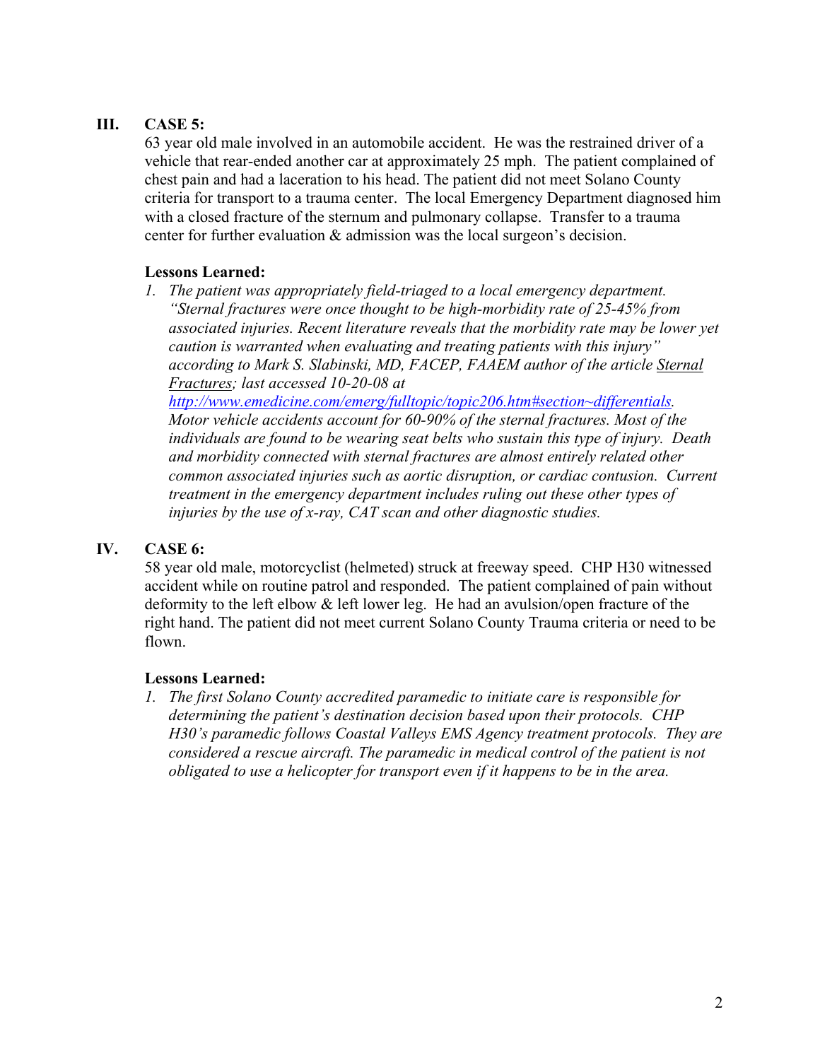## III. CASE 5:

63 year old male involved in an automobile accident. He was the restrained driver of a vehicle that rear-ended another car at approximately 25 mph. The patient complained of chest pain and had a laceration to his head. The patient did not meet Solano County criteria for transport to a trauma center. The local Emergency Department diagnosed him with a closed fracture of the sternum and pulmonary collapse. Transfer to a trauma center for further evaluation & admission was the local surgeon's decision.

**Lessons Learned:**

1. *The patient was appropriately field-triaged to a local emergency department. "Sternal fractures were once thought to be high-morbidity rate of 25-45% from associated injuries. Recent literature reveals that the morbidity rate may be lower yet caution is warranted when evaluating and treating patients with this injury" according to Mark S. Slabinski, MD, FACEP, FAAEM author of the article Sternal Fractures; last accessed 10-20-08 at http://www.emedicine.com/emerg/fulltopic/topic206.htm#section~differentials. Motor vehicle accidents account for 60-90% of the sternal fractures. Most of the individuals are found to be wearing seat belts who sustain this type of injury. Death and morbidity connected with sternal fractures are almost entirely related other common associated injuries such as aortic disruption, or cardiac contusion. Current treatment in the emergency department includes ruling out these other types of injuries by the use of x-ray, CAT scan and other diagnostic studies.*

## IV. CASE 6:

58 year old male, motorcyclist (helmeted) struck at freeway speed. CHP H30 witnessed accident while on routine patrol and responded. The patient complained of pain without deformity to the left elbow & left lower leg. He had an avulsion/open fracture of the right hand. The patient did not meet current Solano County Trauma criteria or need to be flown.

**Lessons Learned:**

1. *The first Solano County accredited paramedic to initiate care is responsible for determining the patient's destination decision based upon their protocols. CHP H30's paramedic follows Coastal Valleys EMS Agency treatment protocols. They are considered a rescue aircraft. The paramedic in medical control of the patient is not obligated to use a helicopter for transport even if it happens to be in the area.*